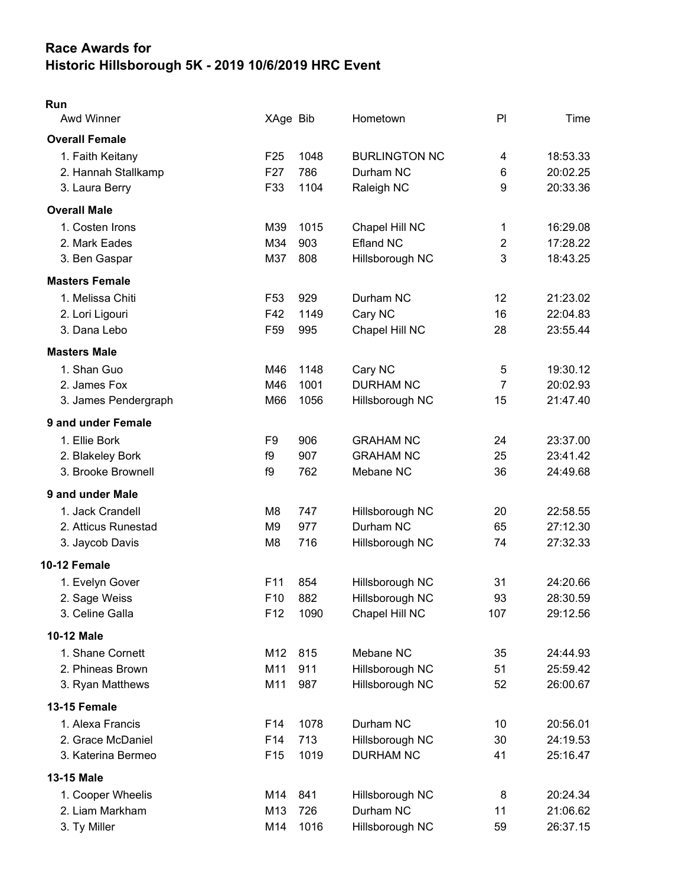# Race Awards for
# Historic Hillsborough 5K - 2019 10/6/2019 HRC Event

## Run

| Awd Winner | XAge | Bib | Hometown | Pl | Time |
|---|---|---|---|---|---|
| **Overall Female** | | | | | |
| 1. Faith Keitany | F25 | 1048 | BURLINGTON NC | 4 | 18:53.33 |
| 2. Hannah Stallkamp | F27 | 786 | Durham NC | 6 | 20:02.25 |
| 3. Laura Berry | F33 | 1104 | Raleigh NC | 9 | 20:33.36 |
| **Overall Male** | | | | | |
| 1. Costen Irons | M39 | 1015 | Chapel Hill NC | 1 | 16:29.08 |
| 2. Mark Eades | M34 | 903 | Efland NC | 2 | 17:28.22 |
| 3. Ben Gaspar | M37 | 808 | Hillsborough NC | 3 | 18:43.25 |
| **Masters Female** | | | | | |
| 1. Melissa Chiti | F53 | 929 | Durham NC | 12 | 21:23.02 |
| 2. Lori Ligouri | F42 | 1149 | Cary NC | 16 | 22:04.83 |
| 3. Dana Lebo | F59 | 995 | Chapel Hill NC | 28 | 23:55.44 |
| **Masters Male** | | | | | |
| 1. Shan Guo | M46 | 1148 | Cary NC | 5 | 19:30.12 |
| 2. James Fox | M46 | 1001 | DURHAM NC | 7 | 20:02.93 |
| 3. James Pendergraph | M66 | 1056 | Hillsborough NC | 15 | 21:47.40 |
| **9 and under Female** | | | | | |
| 1. Ellie Bork | F9 | 906 | GRAHAM NC | 24 | 23:37.00 |
| 2. Blakeley Bork | f9 | 907 | GRAHAM NC | 25 | 23:41.42 |
| 3. Brooke Brownell | f9 | 762 | Mebane NC | 36 | 24:49.68 |
| **9 and under Male** | | | | | |
| 1. Jack Crandell | M8 | 747 | Hillsborough NC | 20 | 22:58.55 |
| 2. Atticus Runestad | M9 | 977 | Durham NC | 65 | 27:12.30 |
| 3. Jaycob Davis | M8 | 716 | Hillsborough NC | 74 | 27:32.33 |
| **10-12 Female** | | | | | |
| 1. Evelyn Gover | F11 | 854 | Hillsborough NC | 31 | 24:20.66 |
| 2. Sage Weiss | F10 | 882 | Hillsborough NC | 93 | 28:30.59 |
| 3. Celine Galla | F12 | 1090 | Chapel Hill NC | 107 | 29:12.56 |
| **10-12 Male** | | | | | |
| 1. Shane Cornett | M12 | 815 | Mebane NC | 35 | 24:44.93 |
| 2. Phineas Brown | M11 | 911 | Hillsborough NC | 51 | 25:59.42 |
| 3. Ryan Matthews | M11 | 987 | Hillsborough NC | 52 | 26:00.67 |
| **13-15 Female** | | | | | |
| 1. Alexa Francis | F14 | 1078 | Durham NC | 10 | 20:56.01 |
| 2. Grace McDaniel | F14 | 713 | Hillsborough NC | 30 | 24:19.53 |
| 3. Katerina Bermeo | F15 | 1019 | DURHAM NC | 41 | 25:16.47 |
| **13-15 Male** | | | | | |
| 1. Cooper Wheelis | M14 | 841 | Hillsborough NC | 8 | 20:24.34 |
| 2. Liam Markham | M13 | 726 | Durham NC | 11 | 21:06.62 |
| 3. Ty Miller | M14 | 1016 | Hillsborough NC | 59 | 26:37.15 |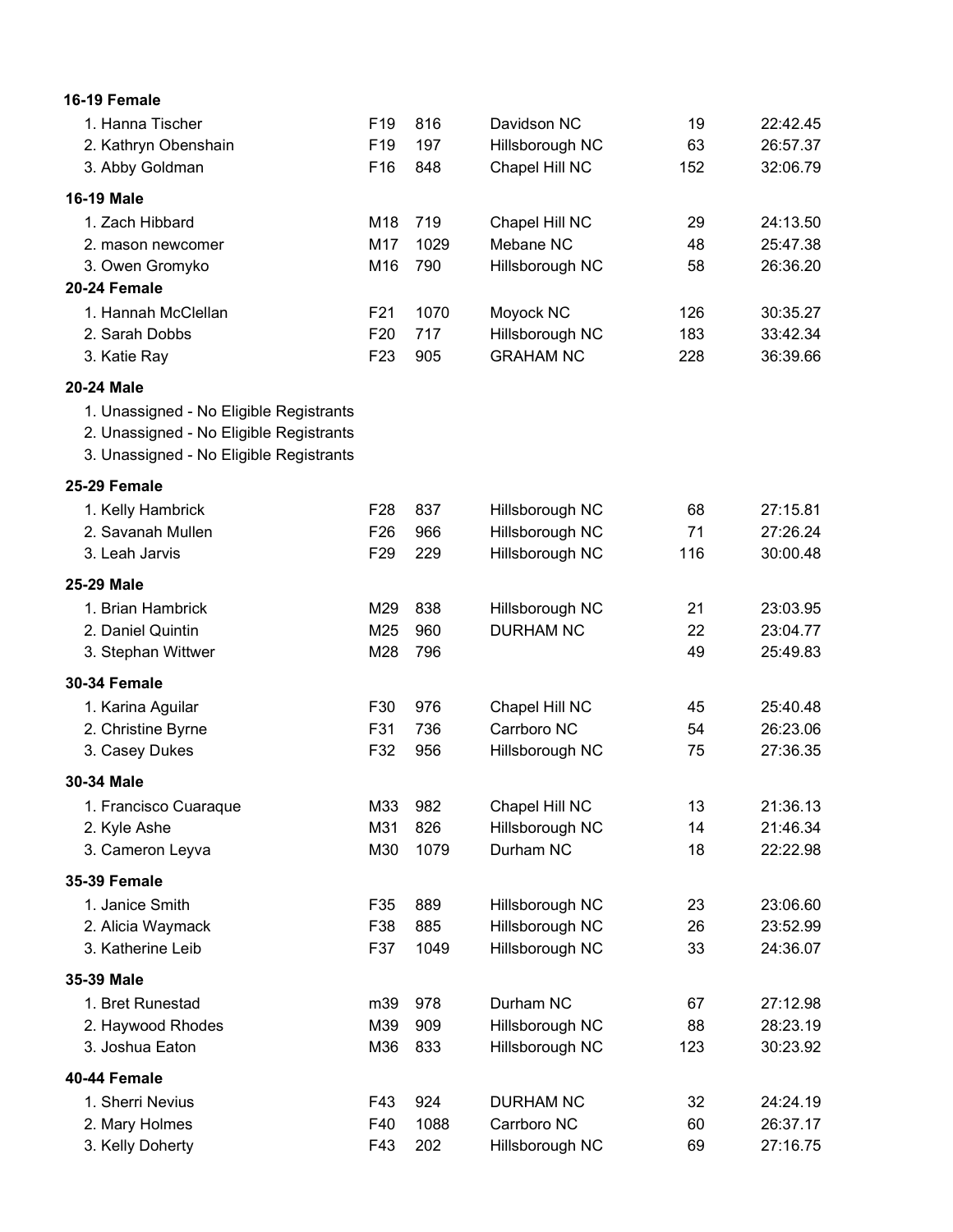**16-19 Female**

| | | | | | |
|---|---|---|---|---|---|
| 1. Hanna Tischer | F19 | 816 | Davidson NC | 19 | 22:42.45 |
| 2. Kathryn Obenshain | F19 | 197 | Hillsborough NC | 63 | 26:57.37 |
| 3. Abby Goldman | F16 | 848 | Chapel Hill NC | 152 | 32:06.79 |

**16-19 Male**

| | | | | | |
|---|---|---|---|---|---|
| 1. Zach Hibbard | M18 | 719 | Chapel Hill NC | 29 | 24:13.50 |
| 2. mason newcomer | M17 | 1029 | Mebane NC | 48 | 25:47.38 |
| 3. Owen Gromyko | M16 | 790 | Hillsborough NC | 58 | 26:36.20 |

**20-24 Female**

| | | | | | |
|---|---|---|---|---|---|
| 1. Hannah McClellan | F21 | 1070 | Moyock NC | 126 | 30:35.27 |
| 2. Sarah Dobbs | F20 | 717 | Hillsborough NC | 183 | 33:42.34 |
| 3. Katie Ray | F23 | 905 | GRAHAM NC | 228 | 36:39.66 |

**20-24 Male**

1. Unassigned - No Eligible Registrants
2. Unassigned - No Eligible Registrants
3. Unassigned - No Eligible Registrants

**25-29 Female**

| | | | | | |
|---|---|---|---|---|---|
| 1. Kelly Hambrick | F28 | 837 | Hillsborough NC | 68 | 27:15.81 |
| 2. Savanah Mullen | F26 | 966 | Hillsborough NC | 71 | 27:26.24 |
| 3. Leah Jarvis | F29 | 229 | Hillsborough NC | 116 | 30:00.48 |

**25-29 Male**

| | | | | | |
|---|---|---|---|---|---|
| 1. Brian Hambrick | M29 | 838 | Hillsborough NC | 21 | 23:03.95 |
| 2. Daniel Quintin | M25 | 960 | DURHAM NC | 22 | 23:04.77 |
| 3. Stephan Wittwer | M28 | 796 | | 49 | 25:49.83 |

**30-34 Female**

| | | | | | |
|---|---|---|---|---|---|
| 1. Karina Aguilar | F30 | 976 | Chapel Hill NC | 45 | 25:40.48 |
| 2. Christine Byrne | F31 | 736 | Carrboro NC | 54 | 26:23.06 |
| 3. Casey Dukes | F32 | 956 | Hillsborough NC | 75 | 27:36.35 |

**30-34 Male**

| | | | | | |
|---|---|---|---|---|---|
| 1. Francisco Cuaraque | M33 | 982 | Chapel Hill NC | 13 | 21:36.13 |
| 2. Kyle Ashe | M31 | 826 | Hillsborough NC | 14 | 21:46.34 |
| 3. Cameron Leyva | M30 | 1079 | Durham NC | 18 | 22:22.98 |

**35-39 Female**

| | | | | | |
|---|---|---|---|---|---|
| 1. Janice Smith | F35 | 889 | Hillsborough NC | 23 | 23:06.60 |
| 2. Alicia Waymack | F38 | 885 | Hillsborough NC | 26 | 23:52.99 |
| 3. Katherine Leib | F37 | 1049 | Hillsborough NC | 33 | 24:36.07 |

**35-39 Male**

| | | | | | |
|---|---|---|---|---|---|
| 1. Bret Runestad | m39 | 978 | Durham NC | 67 | 27:12.98 |
| 2. Haywood Rhodes | M39 | 909 | Hillsborough NC | 88 | 28:23.19 |
| 3. Joshua Eaton | M36 | 833 | Hillsborough NC | 123 | 30:23.92 |

**40-44 Female**

| | | | | | |
|---|---|---|---|---|---|
| 1. Sherri Nevius | F43 | 924 | DURHAM NC | 32 | 24:24.19 |
| 2. Mary Holmes | F40 | 1088 | Carrboro NC | 60 | 26:37.17 |
| 3. Kelly Doherty | F43 | 202 | Hillsborough NC | 69 | 27:16.75 |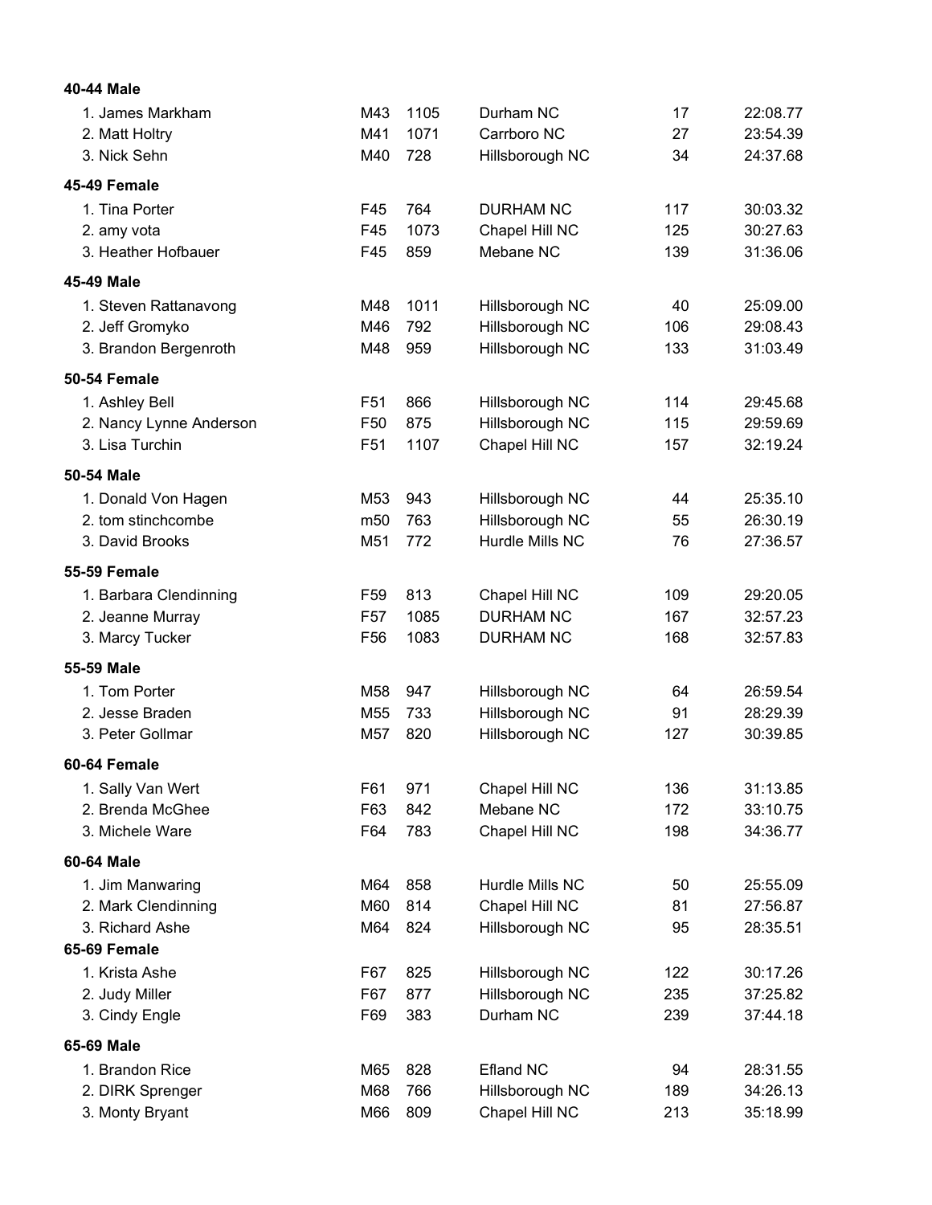**40-44 Male**

| | | | | | |
|---|---|---|---|---|---|
| 1. James Markham | M43 | 1105 | Durham NC | 17 | 22:08.77 |
| 2. Matt Holtry | M41 | 1071 | Carrboro NC | 27 | 23:54.39 |
| 3. Nick Sehn | M40 | 728 | Hillsborough NC | 34 | 24:37.68 |

**45-49 Female**

| | | | | | |
|---|---|---|---|---|---|
| 1. Tina Porter | F45 | 764 | DURHAM NC | 117 | 30:03.32 |
| 2. amy vota | F45 | 1073 | Chapel Hill NC | 125 | 30:27.63 |
| 3. Heather Hofbauer | F45 | 859 | Mebane NC | 139 | 31:36.06 |

**45-49 Male**

| | | | | | |
|---|---|---|---|---|---|
| 1. Steven Rattanavong | M48 | 1011 | Hillsborough NC | 40 | 25:09.00 |
| 2. Jeff Gromyko | M46 | 792 | Hillsborough NC | 106 | 29:08.43 |
| 3. Brandon Bergenroth | M48 | 959 | Hillsborough NC | 133 | 31:03.49 |

**50-54 Female**

| | | | | | |
|---|---|---|---|---|---|
| 1. Ashley Bell | F51 | 866 | Hillsborough NC | 114 | 29:45.68 |
| 2. Nancy Lynne Anderson | F50 | 875 | Hillsborough NC | 115 | 29:59.69 |
| 3. Lisa Turchin | F51 | 1107 | Chapel Hill NC | 157 | 32:19.24 |

**50-54 Male**

| | | | | | |
|---|---|---|---|---|---|
| 1. Donald Von Hagen | M53 | 943 | Hillsborough NC | 44 | 25:35.10 |
| 2. tom stinchcombe | m50 | 763 | Hillsborough NC | 55 | 26:30.19 |
| 3. David Brooks | M51 | 772 | Hurdle Mills NC | 76 | 27:36.57 |

**55-59 Female**

| | | | | | |
|---|---|---|---|---|---|
| 1. Barbara Clendinning | F59 | 813 | Chapel Hill NC | 109 | 29:20.05 |
| 2. Jeanne Murray | F57 | 1085 | DURHAM NC | 167 | 32:57.23 |
| 3. Marcy Tucker | F56 | 1083 | DURHAM NC | 168 | 32:57.83 |

**55-59 Male**

| | | | | | |
|---|---|---|---|---|---|
| 1. Tom Porter | M58 | 947 | Hillsborough NC | 64 | 26:59.54 |
| 2. Jesse Braden | M55 | 733 | Hillsborough NC | 91 | 28:29.39 |
| 3. Peter Gollmar | M57 | 820 | Hillsborough NC | 127 | 30:39.85 |

**60-64 Female**

| | | | | | |
|---|---|---|---|---|---|
| 1. Sally Van Wert | F61 | 971 | Chapel Hill NC | 136 | 31:13.85 |
| 2. Brenda McGhee | F63 | 842 | Mebane NC | 172 | 33:10.75 |
| 3. Michele Ware | F64 | 783 | Chapel Hill NC | 198 | 34:36.77 |

**60-64 Male**

| | | | | | |
|---|---|---|---|---|---|
| 1. Jim Manwaring | M64 | 858 | Hurdle Mills NC | 50 | 25:55.09 |
| 2. Mark Clendinning | M60 | 814 | Chapel Hill NC | 81 | 27:56.87 |
| 3. Richard Ashe | M64 | 824 | Hillsborough NC | 95 | 28:35.51 |

**65-69 Female**

| | | | | | |
|---|---|---|---|---|---|
| 1. Krista Ashe | F67 | 825 | Hillsborough NC | 122 | 30:17.26 |
| 2. Judy Miller | F67 | 877 | Hillsborough NC | 235 | 37:25.82 |
| 3. Cindy Engle | F69 | 383 | Durham NC | 239 | 37:44.18 |

**65-69 Male**

| | | | | | |
|---|---|---|---|---|---|
| 1. Brandon Rice | M65 | 828 | Efland NC | 94 | 28:31.55 |
| 2. DIRK Sprenger | M68 | 766 | Hillsborough NC | 189 | 34:26.13 |
| 3. Monty Bryant | M66 | 809 | Chapel Hill NC | 213 | 35:18.99 |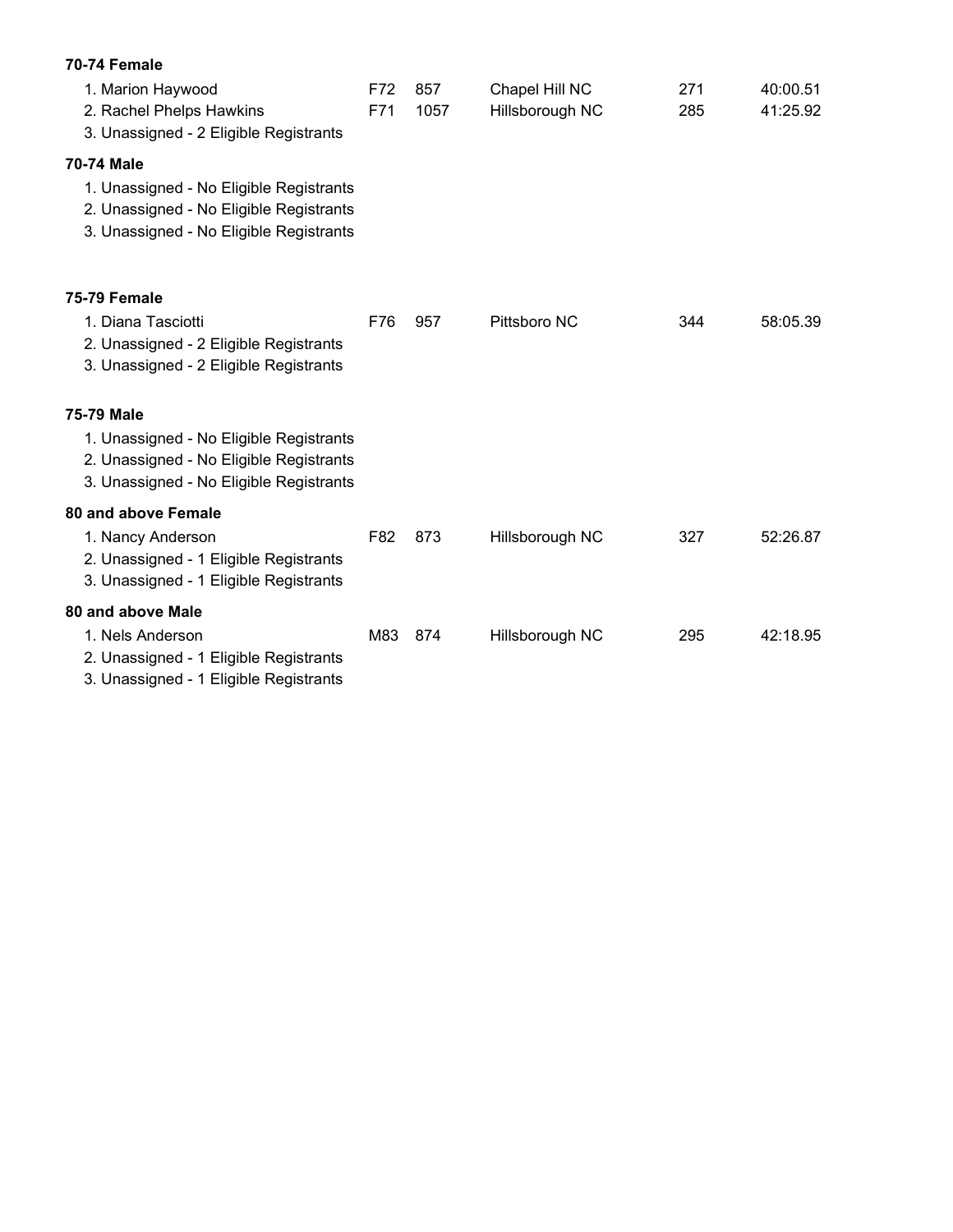**70-74 Female**

| | | | | | |
|---|---|---|---|---|---|
| 1. Marion Haywood | F72 | 857 | Chapel Hill NC | 271 | 40:00.51 |
| 2. Rachel Phelps Hawkins | F71 | 1057 | Hillsborough NC | 285 | 41:25.92 |
| 3. Unassigned - 2 Eligible Registrants | | | | | |

**70-74 Male**

1. Unassigned - No Eligible Registrants
2. Unassigned - No Eligible Registrants
3. Unassigned - No Eligible Registrants

**75-79 Female**

| | | | | | |
|---|---|---|---|---|---|
| 1. Diana Tasciotti | F76 | 957 | Pittsboro NC | 344 | 58:05.39 |
| 2. Unassigned - 2 Eligible Registrants | | | | | |
| 3. Unassigned - 2 Eligible Registrants | | | | | |

**75-79 Male**

1. Unassigned - No Eligible Registrants
2. Unassigned - No Eligible Registrants
3. Unassigned - No Eligible Registrants

**80 and above Female**

| | | | | | |
|---|---|---|---|---|---|
| 1. Nancy Anderson | F82 | 873 | Hillsborough NC | 327 | 52:26.87 |
| 2. Unassigned - 1 Eligible Registrants | | | | | |
| 3. Unassigned - 1 Eligible Registrants | | | | | |

**80 and above Male**

| | | | | | |
|---|---|---|---|---|---|
| 1. Nels Anderson | M83 | 874 | Hillsborough NC | 295 | 42:18.95 |
| 2. Unassigned - 1 Eligible Registrants | | | | | |
| 3. Unassigned - 1 Eligible Registrants | | | | | |